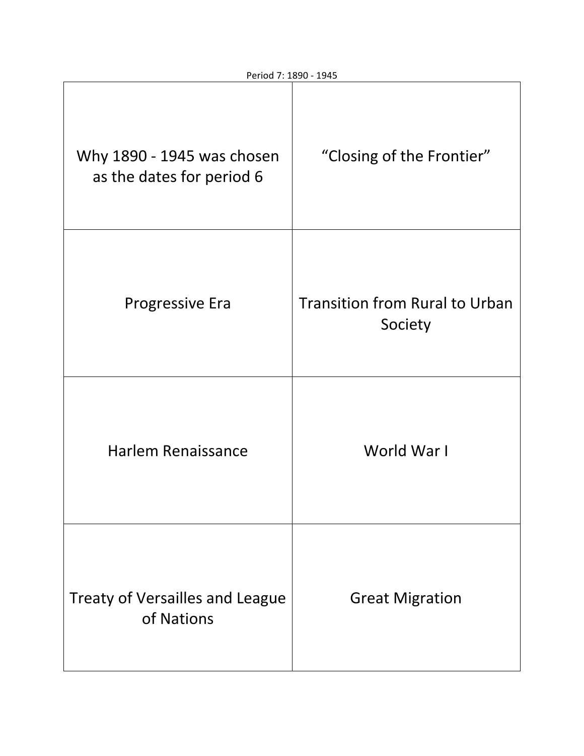Period 7: 1890 - 1945

| | |
|---|---|
| Why 1890 - 1945 was chosen as the dates for period 6 | "Closing of the Frontier" |
| Progressive Era | Transition from Rural to Urban Society |
| Harlem Renaissance | World War I |
| Treaty of Versailles and League of Nations | Great Migration |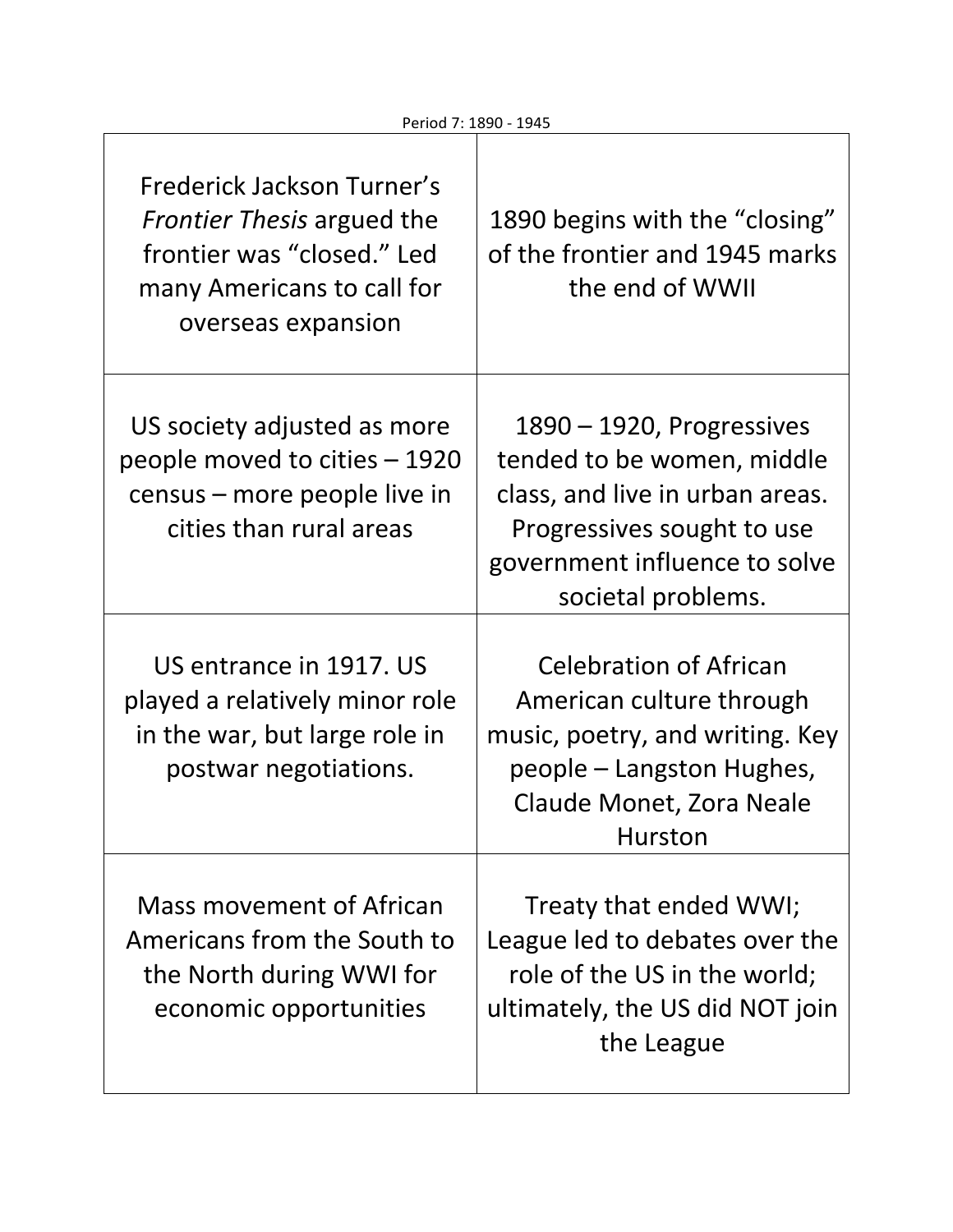Period 7: 1890 - 1945

| | |
|---|---|
| Frederick Jackson Turner's *Frontier Thesis* argued the frontier was "closed." Led many Americans to call for overseas expansion | 1890 begins with the "closing" of the frontier and 1945 marks the end of WWII |
| US society adjusted as more people moved to cities – 1920 census – more people live in cities than rural areas | 1890 – 1920, Progressives tended to be women, middle class, and live in urban areas. Progressives sought to use government influence to solve societal problems. |
| US entrance in 1917. US played a relatively minor role in the war, but large role in postwar negotiations. | Celebration of African American culture through music, poetry, and writing. Key people – Langston Hughes, Claude Monet, Zora Neale Hurston |
| Mass movement of African Americans from the South to the North during WWI for economic opportunities | Treaty that ended WWI; League led to debates over the role of the US in the world; ultimately, the US did NOT join the League |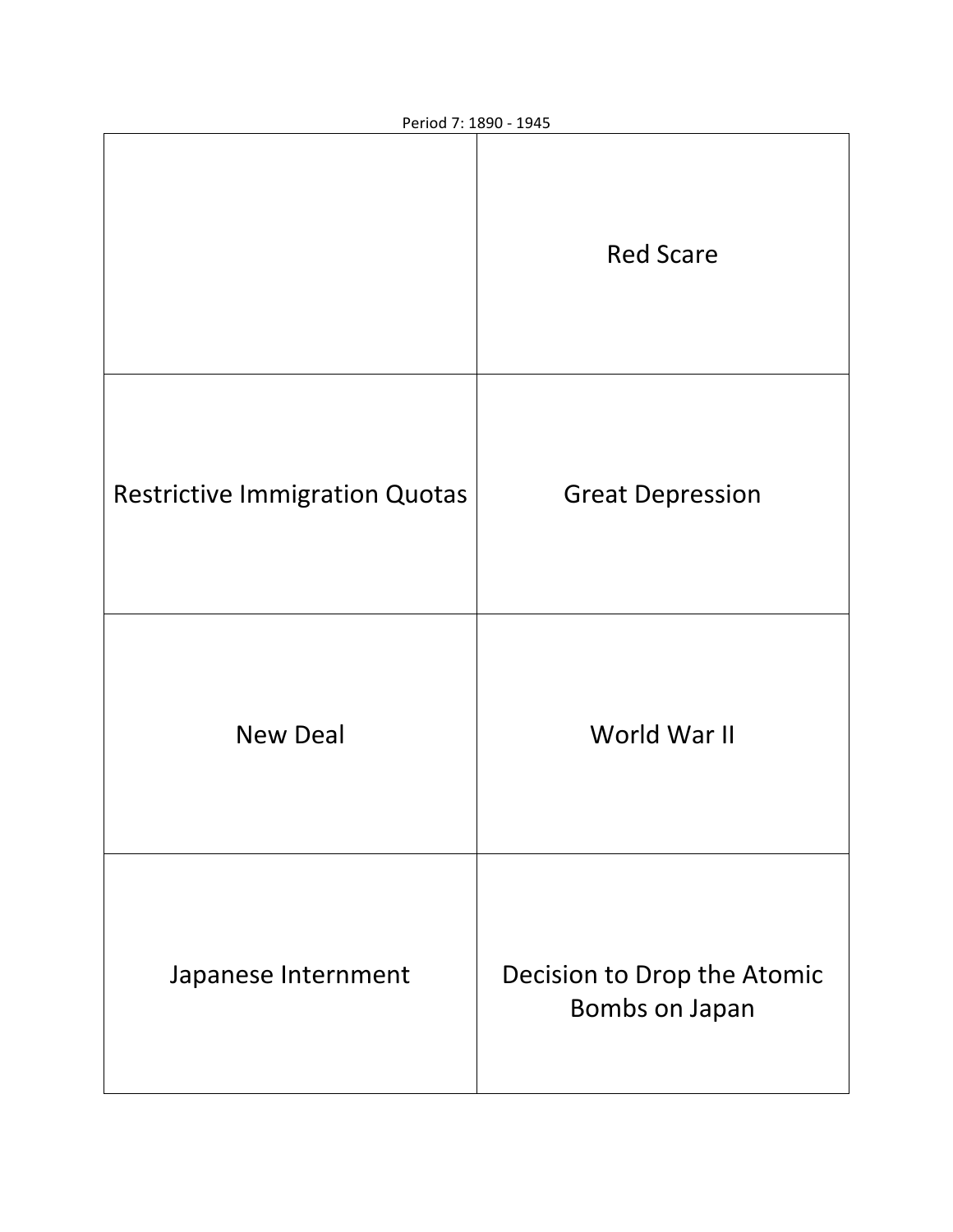Period 7: 1890 - 1945

| | |
|---|---|
| | Red Scare |
| Restrictive Immigration Quotas | Great Depression |
| New Deal | World War II |
| Japanese Internment | Decision to Drop the Atomic Bombs on Japan |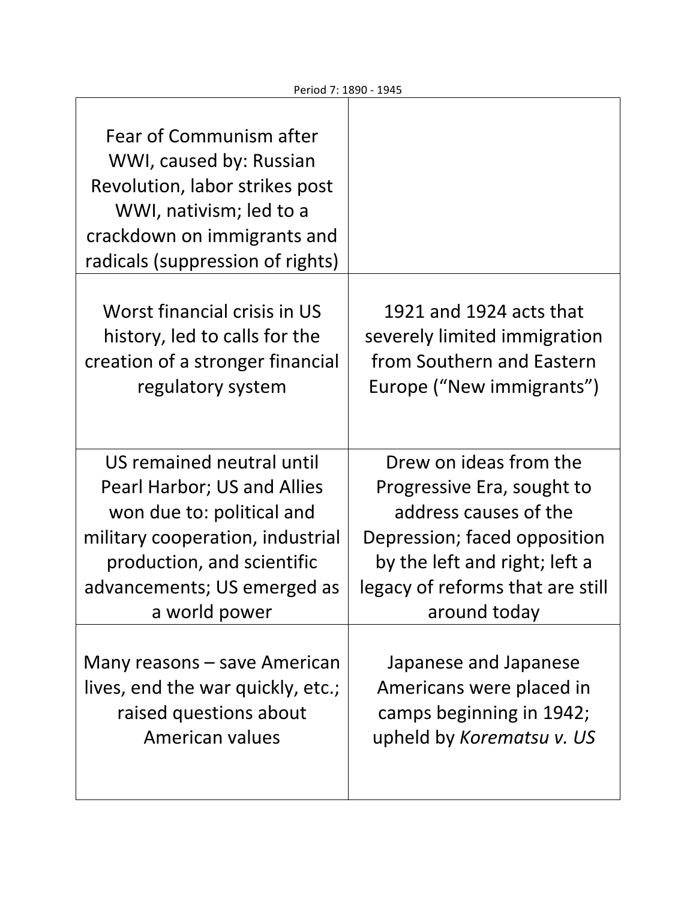Period 7: 1890 - 1945

| | |
|---|---|
| Fear of Communism after WWI, caused by: Russian Revolution, labor strikes post WWI, nativism; led to a crackdown on immigrants and radicals (suppression of rights) | |
| Worst financial crisis in US history, led to calls for the creation of a stronger financial regulatory system | 1921 and 1924 acts that severely limited immigration from Southern and Eastern Europe ("New immigrants") |
| US remained neutral until Pearl Harbor; US and Allies won due to: political and military cooperation, industrial production, and scientific advancements; US emerged as a world power | Drew on ideas from the Progressive Era, sought to address causes of the Depression; faced opposition by the left and right; left a legacy of reforms that are still around today |
| Many reasons – save American lives, end the war quickly, etc.; raised questions about American values | Japanese and Japanese Americans were placed in camps beginning in 1942; upheld by *Korematsu v. US* |